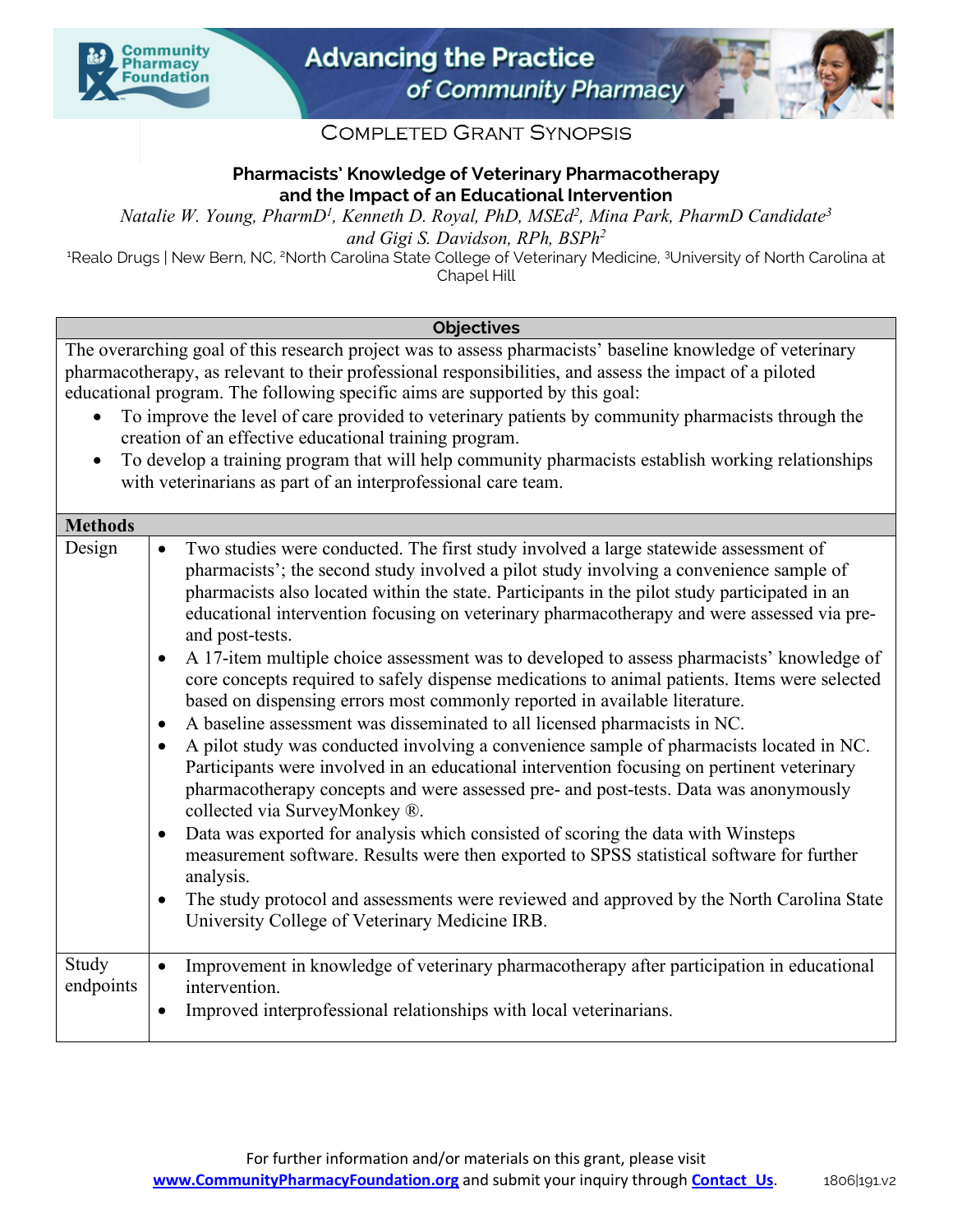# Completed Grant Synopsis

## Pharmacists' Knowledge of Veterinary Pharmacotherapy and the Impact of an Educational Intervention

*Natalie W. Young, PharmD[1], Kenneth D. Royal, PhD, MSEd[2], Mina Park, PharmD Candidate[3] and Gigi S. Davidson, RPh, BSPh[2]*

[1]Realo Drugs | New Bern, NC, [2]North Carolina State College of Veterinary Medicine, [3]University of North Carolina at Chapel Hill

| **Objectives** | |
|---|---|
| The overarching goal of this research project was to assess pharmacists' baseline knowledge of veterinary pharmacotherapy, as relevant to their professional responsibilities, and assess the impact of a piloted educational program. The following specific aims are supported by this goal:<br>• To improve the level of care provided to veterinary patients by community pharmacists through the creation of an effective educational training program.<br>• To develop a training program that will help community pharmacists establish working relationships with veterinarians as part of an interprofessional care team. | |
| **Methods** | |
| Design | • Two studies were conducted. The first study involved a large statewide assessment of pharmacists'; the second study involved a pilot study involving a convenience sample of pharmacists also located within the state. Participants in the pilot study participated in an educational intervention focusing on veterinary pharmacotherapy and were assessed via pre- and post-tests.<br>• A 17-item multiple choice assessment was to developed to assess pharmacists' knowledge of core concepts required to safely dispense medications to animal patients. Items were selected based on dispensing errors most commonly reported in available literature.<br>• A baseline assessment was disseminated to all licensed pharmacists in NC.<br>• A pilot study was conducted involving a convenience sample of pharmacists located in NC. Participants were involved in an educational intervention focusing on pertinent veterinary pharmacotherapy concepts and were assessed pre- and post-tests. Data was anonymously collected via SurveyMonkey ®.<br>• Data was exported for analysis which consisted of scoring the data with Winsteps measurement software. Results were then exported to SPSS statistical software for further analysis.<br>• The study protocol and assessments were reviewed and approved by the North Carolina State University College of Veterinary Medicine IRB. |
| Study endpoints | • Improvement in knowledge of veterinary pharmacotherapy after participation in educational intervention.<br>• Improved interprofessional relationships with local veterinarians. |

For further information and/or materials on this grant, please visit www.CommunityPharmacyFoundation.org and submit your inquiry through Contact_Us.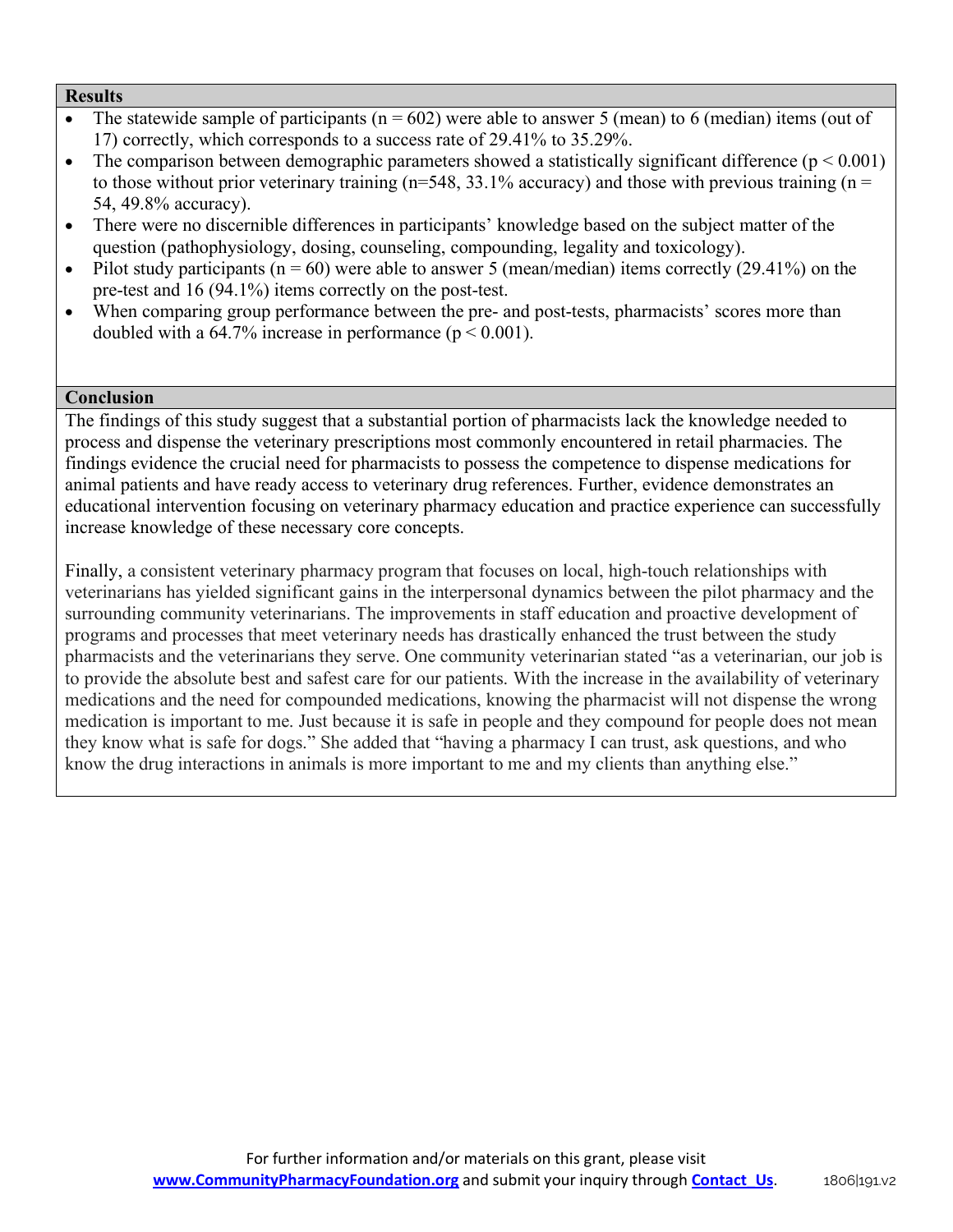## Results

- The statewide sample of participants (n = 602) were able to answer 5 (mean) to 6 (median) items (out of 17) correctly, which corresponds to a success rate of 29.41% to 35.29%.
- The comparison between demographic parameters showed a statistically significant difference ($p < 0.001$) to those without prior veterinary training (n=548, 33.1% accuracy) and those with previous training (n = 54, 49.8% accuracy).
- There were no discernible differences in participants' knowledge based on the subject matter of the question (pathophysiology, dosing, counseling, compounding, legality and toxicology).
- Pilot study participants (n = 60) were able to answer 5 (mean/median) items correctly (29.41%) on the pre-test and 16 (94.1%) items correctly on the post-test.
- When comparing group performance between the pre- and post-tests, pharmacists' scores more than doubled with a 64.7% increase in performance ($p < 0.001$).

## Conclusion

The findings of this study suggest that a substantial portion of pharmacists lack the knowledge needed to process and dispense the veterinary prescriptions most commonly encountered in retail pharmacies. The findings evidence the crucial need for pharmacists to possess the competence to dispense medications for animal patients and have ready access to veterinary drug references. Further, evidence demonstrates an educational intervention focusing on veterinary pharmacy education and practice experience can successfully increase knowledge of these necessary core concepts.

Finally, a consistent veterinary pharmacy program that focuses on local, high-touch relationships with veterinarians has yielded significant gains in the interpersonal dynamics between the pilot pharmacy and the surrounding community veterinarians. The improvements in staff education and proactive development of programs and processes that meet veterinary needs has drastically enhanced the trust between the study pharmacists and the veterinarians they serve. One community veterinarian stated "as a veterinarian, our job is to provide the absolute best and safest care for our patients. With the increase in the availability of veterinary medications and the need for compounded medications, knowing the pharmacist will not dispense the wrong medication is important to me. Just because it is safe in people and they compound for people does not mean they know what is safe for dogs." She added that "having a pharmacy I can trust, ask questions, and who know the drug interactions in animals is more important to me and my clients than anything else."

For further information and/or materials on this grant, please visit www.CommunityPharmacyFoundation.org and submit your inquiry through Contact Us.